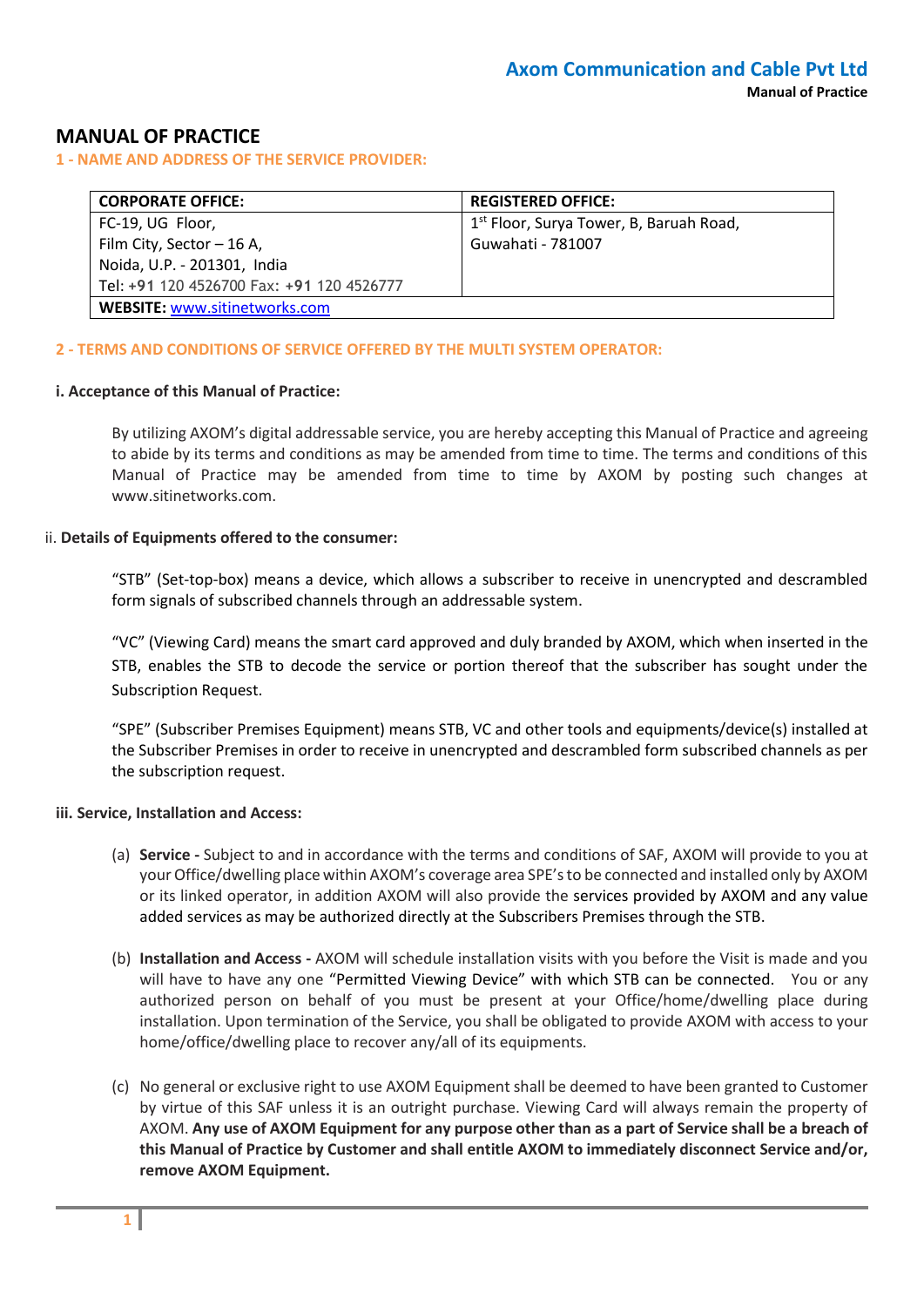# MANUAL OF PRACTICE

## 1 - NAME AND ADDRESS OF THE SERVICE PROVIDER:

| CORPORATE OFFICE: | REGISTERED OFFICE: |
|---|---|
| FC-19, UG Floor,<br>Film City, Sector – 16 A,<br>Noida, U.P. - 201301, India<br>Tel: +91 120 4526700 Fax: +91 120 4526777 | 1st Floor, Surya Tower, B, Baruah Road,<br>Guwahati - 781007 |
| **WEBSITE:** www.sitinetworks.com | |

## 2 - TERMS AND CONDITIONS OF SERVICE OFFERED BY THE MULTI SYSTEM OPERATOR:

### i. Acceptance of this Manual of Practice:

By utilizing AXOM's digital addressable service, you are hereby accepting this Manual of Practice and agreeing to abide by its terms and conditions as may be amended from time to time. The terms and conditions of this Manual of Practice may be amended from time to time by AXOM by posting such changes at www.sitinetworks.com.

### ii. Details of Equipments offered to the consumer:

"STB" (Set-top-box) means a device, which allows a subscriber to receive in unencrypted and descrambled form signals of subscribed channels through an addressable system.

"VC" (Viewing Card) means the smart card approved and duly branded by AXOM, which when inserted in the STB, enables the STB to decode the service or portion thereof that the subscriber has sought under the Subscription Request.

"SPE" (Subscriber Premises Equipment) means STB, VC and other tools and equipments/device(s) installed at the Subscriber Premises in order to receive in unencrypted and descrambled form subscribed channels as per the subscription request.

### iii. Service, Installation and Access:

(a) **Service -** Subject to and in accordance with the terms and conditions of SAF, AXOM will provide to you at your Office/dwelling place within AXOM's coverage area SPE's to be connected and installed only by AXOM or its linked operator, in addition AXOM will also provide the services provided by AXOM and any value added services as may be authorized directly at the Subscribers Premises through the STB.

(b) **Installation and Access -** AXOM will schedule installation visits with you before the Visit is made and you will have to have any one "Permitted Viewing Device" with which STB can be connected. You or any authorized person on behalf of you must be present at your Office/home/dwelling place during installation. Upon termination of the Service, you shall be obligated to provide AXOM with access to your home/office/dwelling place to recover any/all of its equipments.

(c) No general or exclusive right to use AXOM Equipment shall be deemed to have been granted to Customer by virtue of this SAF unless it is an outright purchase. Viewing Card will always remain the property of AXOM. **Any use of AXOM Equipment for any purpose other than as a part of Service shall be a breach of this Manual of Practice by Customer and shall entitle AXOM to immediately disconnect Service and/or, remove AXOM Equipment.**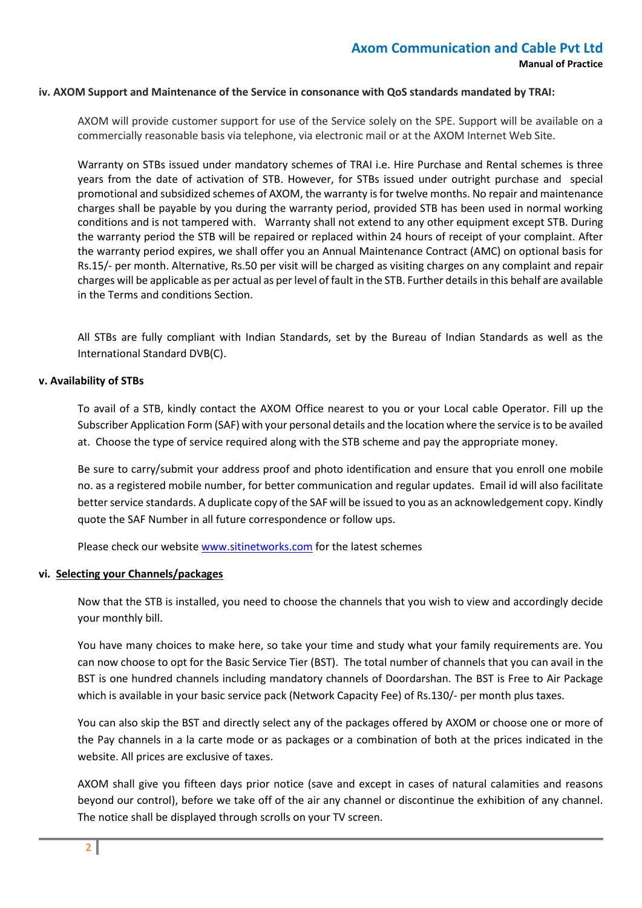### iv. AXOM Support and Maintenance of the Service in consonance with QoS standards mandated by TRAI:

AXOM will provide customer support for use of the Service solely on the SPE. Support will be available on a commercially reasonable basis via telephone, via electronic mail or at the AXOM Internet Web Site.

Warranty on STBs issued under mandatory schemes of TRAI i.e. Hire Purchase and Rental schemes is three years from the date of activation of STB. However, for STBs issued under outright purchase and special promotional and subsidized schemes of AXOM, the warranty is for twelve months. No repair and maintenance charges shall be payable by you during the warranty period, provided STB has been used in normal working conditions and is not tampered with. Warranty shall not extend to any other equipment except STB. During the warranty period the STB will be repaired or replaced within 24 hours of receipt of your complaint. After the warranty period expires, we shall offer you an Annual Maintenance Contract (AMC) on optional basis for Rs.15/- per month. Alternative, Rs.50 per visit will be charged as visiting charges on any complaint and repair charges will be applicable as per actual as per level of fault in the STB. Further details in this behalf are available in the Terms and conditions Section.

All STBs are fully compliant with Indian Standards, set by the Bureau of Indian Standards as well as the International Standard DVB(C).

### v. Availability of STBs

To avail of a STB, kindly contact the AXOM Office nearest to you or your Local cable Operator. Fill up the Subscriber Application Form (SAF) with your personal details and the location where the service is to be availed at. Choose the type of service required along with the STB scheme and pay the appropriate money.

Be sure to carry/submit your address proof and photo identification and ensure that you enroll one mobile no. as a registered mobile number, for better communication and regular updates. Email id will also facilitate better service standards. A duplicate copy of the SAF will be issued to you as an acknowledgement copy. Kindly quote the SAF Number in all future correspondence or follow ups.

Please check our website [www.sitinetworks.com](http://www.sitinetworks.com) for the latest schemes

### vi. Selecting your Channels/packages

Now that the STB is installed, you need to choose the channels that you wish to view and accordingly decide your monthly bill.

You have many choices to make here, so take your time and study what your family requirements are. You can now choose to opt for the Basic Service Tier (BST). The total number of channels that you can avail in the BST is one hundred channels including mandatory channels of Doordarshan. The BST is Free to Air Package which is available in your basic service pack (Network Capacity Fee) of Rs.130/- per month plus taxes.

You can also skip the BST and directly select any of the packages offered by AXOM or choose one or more of the Pay channels in a la carte mode or as packages or a combination of both at the prices indicated in the website. All prices are exclusive of taxes.

AXOM shall give you fifteen days prior notice (save and except in cases of natural calamities and reasons beyond our control), before we take off of the air any channel or discontinue the exhibition of any channel. The notice shall be displayed through scrolls on your TV screen.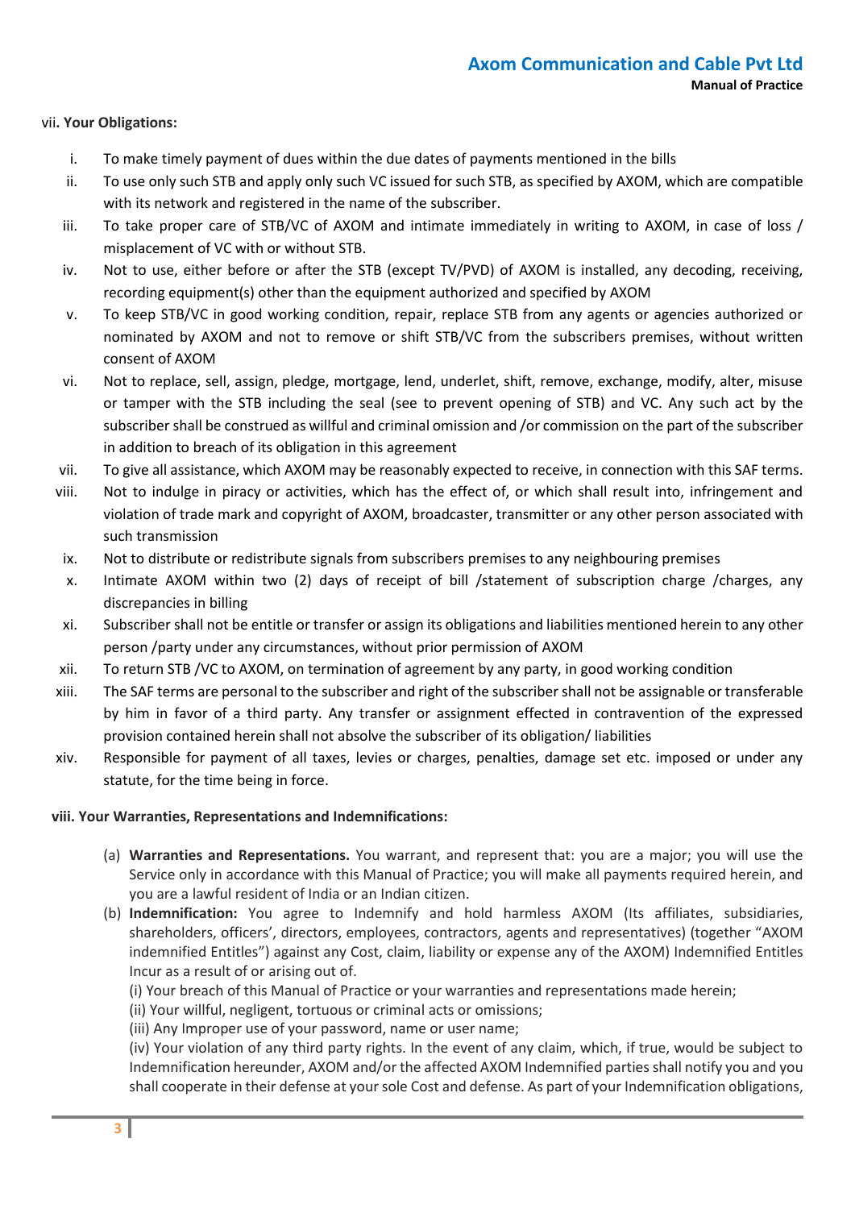vii. **Your Obligations:**

i. To make timely payment of dues within the due dates of payments mentioned in the bills

ii. To use only such STB and apply only such VC issued for such STB, as specified by AXOM, which are compatible with its network and registered in the name of the subscriber.

iii. To take proper care of STB/VC of AXOM and intimate immediately in writing to AXOM, in case of loss / misplacement of VC with or without STB.

iv. Not to use, either before or after the STB (except TV/PVD) of AXOM is installed, any decoding, receiving, recording equipment(s) other than the equipment authorized and specified by AXOM

v. To keep STB/VC in good working condition, repair, replace STB from any agents or agencies authorized or nominated by AXOM and not to remove or shift STB/VC from the subscribers premises, without written consent of AXOM

vi. Not to replace, sell, assign, pledge, mortgage, lend, underlet, shift, remove, exchange, modify, alter, misuse or tamper with the STB including the seal (see to prevent opening of STB) and VC. Any such act by the subscriber shall be construed as willful and criminal omission and /or commission on the part of the subscriber in addition to breach of its obligation in this agreement

vii. To give all assistance, which AXOM may be reasonably expected to receive, in connection with this SAF terms.

viii. Not to indulge in piracy or activities, which has the effect of, or which shall result into, infringement and violation of trade mark and copyright of AXOM, broadcaster, transmitter or any other person associated with such transmission

ix. Not to distribute or redistribute signals from subscribers premises to any neighbouring premises

x. Intimate AXOM within two (2) days of receipt of bill /statement of subscription charge /charges, any discrepancies in billing

xi. Subscriber shall not be entitle or transfer or assign its obligations and liabilities mentioned herein to any other person /party under any circumstances, without prior permission of AXOM

xii. To return STB /VC to AXOM, on termination of agreement by any party, in good working condition

xiii. The SAF terms are personal to the subscriber and right of the subscriber shall not be assignable or transferable by him in favor of a third party. Any transfer or assignment effected in contravention of the expressed provision contained herein shall not absolve the subscriber of its obligation/ liabilities

xiv. Responsible for payment of all taxes, levies or charges, penalties, damage set etc. imposed or under any statute, for the time being in force.

**viii. Your Warranties, Representations and Indemnifications:**

(a) **Warranties and Representations.** You warrant, and represent that: you are a major; you will use the Service only in accordance with this Manual of Practice; you will make all payments required herein, and you are a lawful resident of India or an Indian citizen.

(b) **Indemnification:** You agree to Indemnify and hold harmless AXOM (Its affiliates, subsidiaries, shareholders, officers', directors, employees, contractors, agents and representatives) (together "AXOM indemnified Entities") against any Cost, claim, liability or expense any of the AXOM) Indemnified Entites Incur as a result of or arising out of.

(i) Your breach of this Manual of Practice or your warranties and representations made herein;

(ii) Your willful, negligent, tortuous or criminal acts or omissions;

(iii) Any Improper use of your password, name or user name;

(iv) Your violation of any third party rights. In the event of any claim, which, if true, would be subject to Indemnification hereunder, AXOM and/or the affected AXOM Indemnified parties shall notify you and you shall cooperate in their defense at your sole Cost and defense. As part of your Indemnification obligations,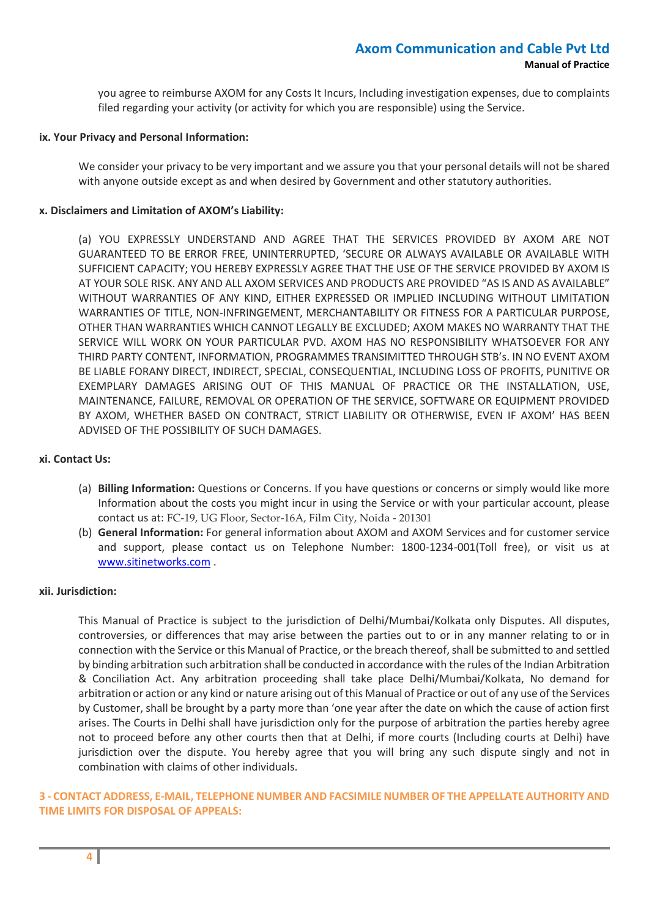you agree to reimburse AXOM for any Costs It Incurs, Including investigation expenses, due to complaints filed regarding your activity (or activity for which you are responsible) using the Service.

**ix. Your Privacy and Personal Information:**

We consider your privacy to be very important and we assure you that your personal details will not be shared with anyone outside except as and when desired by Government and other statutory authorities.

**x. Disclaimers and Limitation of AXOM's Liability:**

(a) YOU EXPRESSLY UNDERSTAND AND AGREE THAT THE SERVICES PROVIDED BY AXOM ARE NOT GUARANTEED TO BE ERROR FREE, UNINTERRUPTED, 'SECURE OR ALWAYS AVAILABLE OR AVAILABLE WITH SUFFICIENT CAPACITY; YOU HEREBY EXPRESSLY AGREE THAT THE USE OF THE SERVICE PROVIDED BY AXOM IS AT YOUR SOLE RISK. ANY AND ALL AXOM SERVICES AND PRODUCTS ARE PROVIDED "AS IS AND AS AVAILABLE" WITHOUT WARRANTIES OF ANY KIND, EITHER EXPRESSED OR IMPLIED INCLUDING WITHOUT LIMITATION WARRANTIES OF TITLE, NON-INFRINGEMENT, MERCHANTABILITY OR FITNESS FOR A PARTICULAR PURPOSE, OTHER THAN WARRANTIES WHICH CANNOT LEGALLY BE EXCLUDED; AXOM MAKES NO WARRANTY THAT THE SERVICE WILL WORK ON YOUR PARTICULAR PVD. AXOM HAS NO RESPONSIBILITY WHATSOEVER FOR ANY THIRD PARTY CONTENT, INFORMATION, PROGRAMMES TRANSIMITTED THROUGH STB's. IN NO EVENT AXOM BE LIABLE FORANY DIRECT, INDIRECT, SPECIAL, CONSEQUENTIAL, INCLUDING LOSS OF PROFITS, PUNITIVE OR EXEMPLARY DAMAGES ARISING OUT OF THIS MANUAL OF PRACTICE OR THE INSTALLATION, USE, MAINTENANCE, FAILURE, REMOVAL OR OPERATION OF THE SERVICE, SOFTWARE OR EQUIPMENT PROVIDED BY AXOM, WHETHER BASED ON CONTRACT, STRICT LIABILITY OR OTHERWISE, EVEN IF AXOM' HAS BEEN ADVISED OF THE POSSIBILITY OF SUCH DAMAGES.

**xi. Contact Us:**

(a) **Billing Information:** Questions or Concerns. If you have questions or concerns or simply would like more Information about the costs you might incur in using the Service or with your particular account, please contact us at: FC-19, UG Floor, Sector-16A, Film City, Noida - 201301

(b) **General Information:** For general information about AXOM and AXOM Services and for customer service and support, please contact us on Telephone Number: 1800-1234-001(Toll free), or visit us at www.sitinetworks.com .

**xii. Jurisdiction:**

This Manual of Practice is subject to the jurisdiction of Delhi/Mumbai/Kolkata only Disputes. All disputes, controversies, or differences that may arise between the parties out to or in any manner relating to or in connection with the Service or this Manual of Practice, or the breach thereof, shall be submitted to and settled by binding arbitration such arbitration shall be conducted in accordance with the rules of the Indian Arbitration & Conciliation Act. Any arbitration proceeding shall take place Delhi/Mumbai/Kolkata, No demand for arbitration or action or any kind or nature arising out of this Manual of Practice or out of any use of the Services by Customer, shall be brought by a party more than 'one year after the date on which the cause of action first arises. The Courts in Delhi shall have jurisdiction only for the purpose of arbitration the parties hereby agree not to proceed before any other courts then that at Delhi, if more courts (Including courts at Delhi) have jurisdiction over the dispute. You hereby agree that you will bring any such dispute singly and not in combination with claims of other individuals.

## 3 - CONTACT ADDRESS, E-MAIL, TELEPHONE NUMBER AND FACSIMILE NUMBER OF THE APPELLATE AUTHORITY AND TIME LIMITS FOR DISPOSAL OF APPEALS: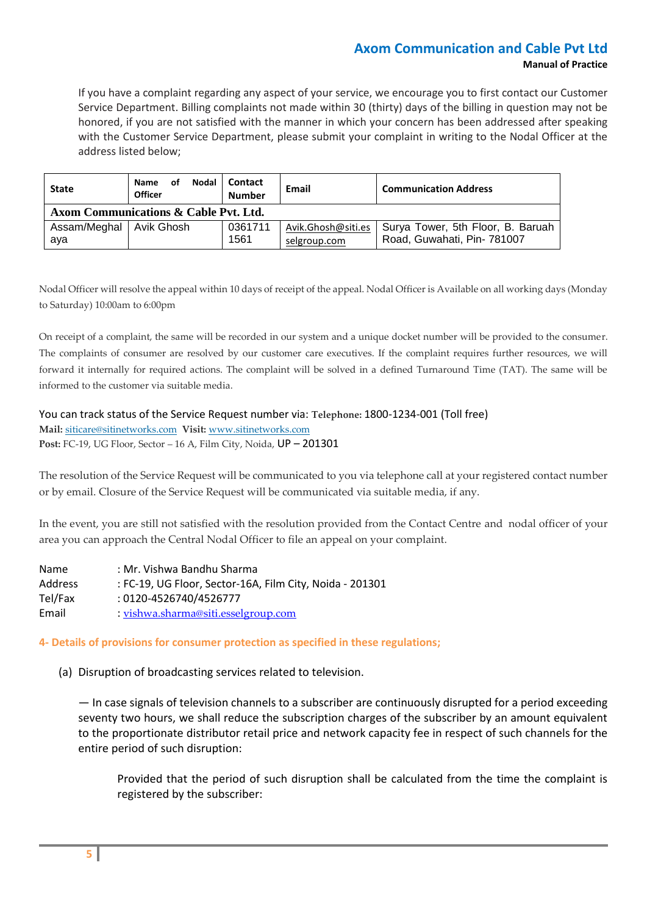If you have a complaint regarding any aspect of your service, we encourage you to first contact our Customer Service Department. Billing complaints not made within 30 (thirty) days of the billing in question may not be honored, if you are not satisfied with the manner in which your concern has been addressed after speaking with the Customer Service Department, please submit your complaint in writing to the Nodal Officer at the address listed below;

| State | Name of Nodal Officer | Contact Number | Email | Communication Address |
|---|---|---|---|---|
| **Axom Communications & Cable Pvt. Ltd.** | | | | |
| Assam/Meghalaya | Avik Ghosh | 03617111561 | Avik.Ghosh@siti.esselgroup.com | Surya Tower, 5th Floor, B. Baruah Road, Guwahati, Pin- 781007 |

Nodal Officer will resolve the appeal within 10 days of receipt of the appeal. Nodal Officer is Available on all working days (Monday to Saturday) 10:00am to 6:00pm

On receipt of a complaint, the same will be recorded in our system and a unique docket number will be provided to the consumer. The complaints of consumer are resolved by our customer care executives. If the complaint requires further resources, we will forward it internally for required actions. The complaint will be solved in a defined Turnaround Time (TAT). The same will be informed to the customer via suitable media.

You can track status of the Service Request number via: **Telephone:** 1800-1234-001 (Toll free)
**Mail:** siticare@sitinetworks.com **Visit:** www.sitinetworks.com
**Post:** FC-19, UG Floor, Sector – 16 A, Film City, Noida, UP – 201301

The resolution of the Service Request will be communicated to you via telephone call at your registered contact number or by email. Closure of the Service Request will be communicated via suitable media, if any.

In the event, you are still not satisfied with the resolution provided from the Contact Centre and nodal officer of your area you can approach the Central Nodal Officer to file an appeal on your complaint.

Name : Mr. Vishwa Bandhu Sharma
Address : FC-19, UG Floor, Sector-16A, Film City, Noida - 201301
Tel/Fax : 0120-4526740/4526777
Email : vishwa.sharma@siti.esselgroup.com

**4- Details of provisions for consumer protection as specified in these regulations;**

(a) Disruption of broadcasting services related to television.

— In case signals of television channels to a subscriber are continuously disrupted for a period exceeding seventy two hours, we shall reduce the subscription charges of the subscriber by an amount equivalent to the proportionate distributor retail price and network capacity fee in respect of such channels for the entire period of such disruption:

Provided that the period of such disruption shall be calculated from the time the complaint is registered by the subscriber: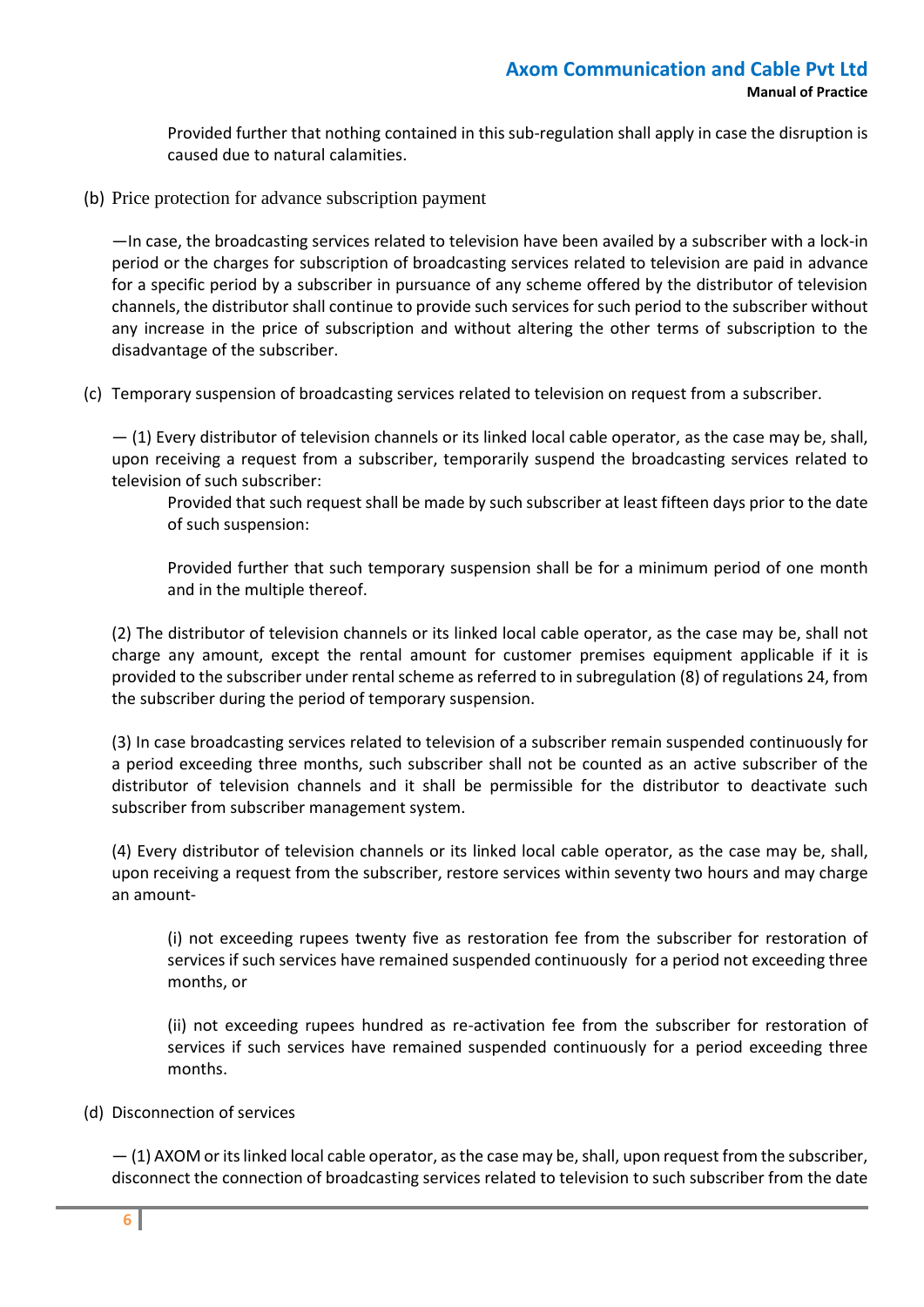Provided further that nothing contained in this sub-regulation shall apply in case the disruption is caused due to natural calamities.

(b) Price protection for advance subscription payment

—In case, the broadcasting services related to television have been availed by a subscriber with a lock-in period or the charges for subscription of broadcasting services related to television are paid in advance for a specific period by a subscriber in pursuance of any scheme offered by the distributor of television channels, the distributor shall continue to provide such services for such period to the subscriber without any increase in the price of subscription and without altering the other terms of subscription to the disadvantage of the subscriber.

(c) Temporary suspension of broadcasting services related to television on request from a subscriber.

— (1) Every distributor of television channels or its linked local cable operator, as the case may be, shall, upon receiving a request from a subscriber, temporarily suspend the broadcasting services related to television of such subscriber:

Provided that such request shall be made by such subscriber at least fifteen days prior to the date of such suspension:

Provided further that such temporary suspension shall be for a minimum period of one month and in the multiple thereof.

(2) The distributor of television channels or its linked local cable operator, as the case may be, shall not charge any amount, except the rental amount for customer premises equipment applicable if it is provided to the subscriber under rental scheme as referred to in subregulation (8) of regulations 24, from the subscriber during the period of temporary suspension.

(3) In case broadcasting services related to television of a subscriber remain suspended continuously for a period exceeding three months, such subscriber shall not be counted as an active subscriber of the distributor of television channels and it shall be permissible for the distributor to deactivate such subscriber from subscriber management system.

(4) Every distributor of television channels or its linked local cable operator, as the case may be, shall, upon receiving a request from the subscriber, restore services within seventy two hours and may charge an amount-

(i) not exceeding rupees twenty five as restoration fee from the subscriber for restoration of services if such services have remained suspended continuously for a period not exceeding three months, or

(ii) not exceeding rupees hundred as re-activation fee from the subscriber for restoration of services if such services have remained suspended continuously for a period exceeding three months.

(d) Disconnection of services

— (1) AXOM or its linked local cable operator, as the case may be, shall, upon request from the subscriber, disconnect the connection of broadcasting services related to television to such subscriber from the date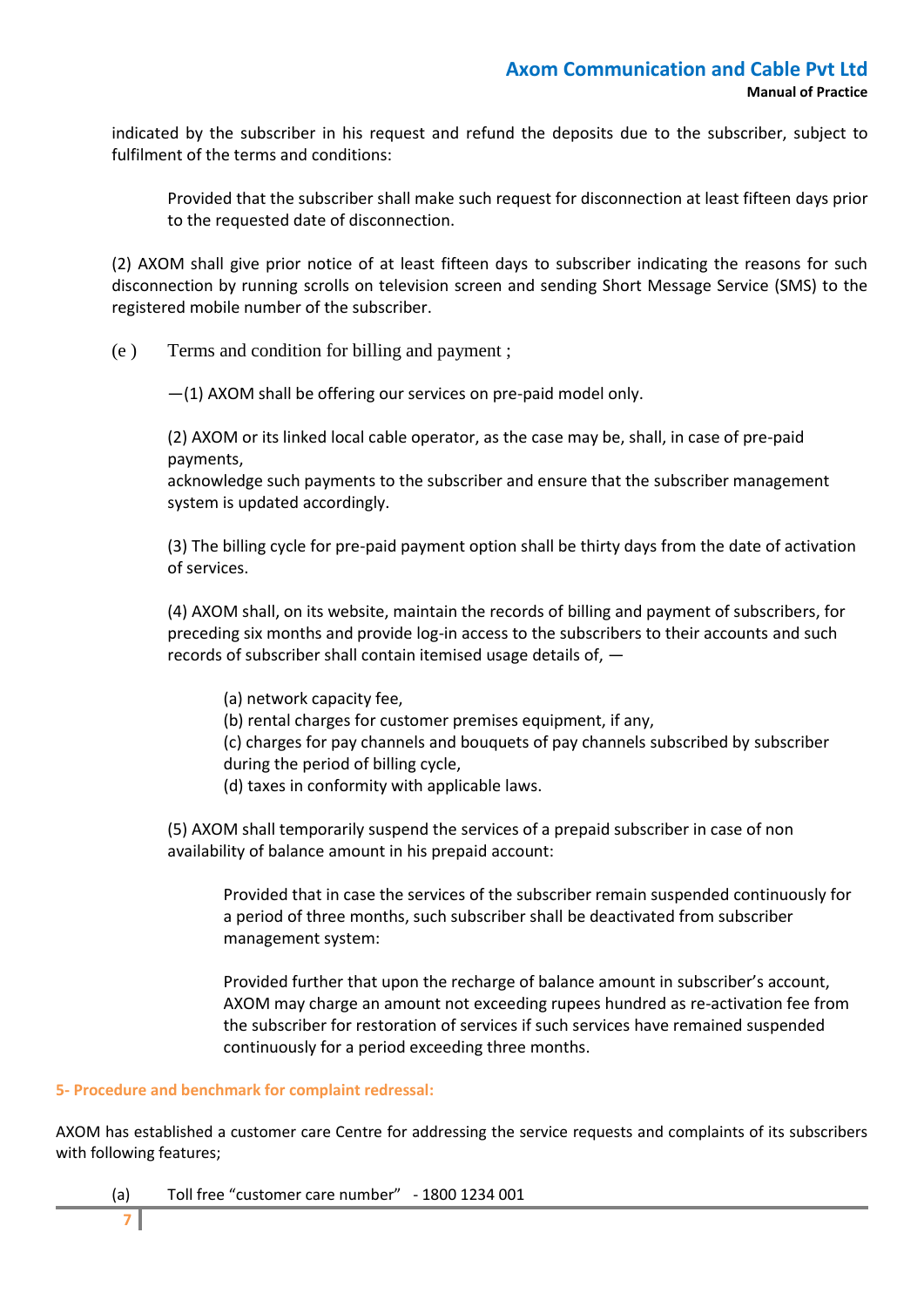indicated by the subscriber in his request and refund the deposits due to the subscriber, subject to fulfilment of the terms and conditions:

> Provided that the subscriber shall make such request for disconnection at least fifteen days prior to the requested date of disconnection.

(2) AXOM shall give prior notice of at least fifteen days to subscriber indicating the reasons for such disconnection by running scrolls on television screen and sending Short Message Service (SMS) to the registered mobile number of the subscriber.

(e ) Terms and condition for billing and payment ;

—(1) AXOM shall be offering our services on pre-paid model only.

(2) AXOM or its linked local cable operator, as the case may be, shall, in case of pre-paid payments,
acknowledge such payments to the subscriber and ensure that the subscriber management system is updated accordingly.

(3) The billing cycle for pre-paid payment option shall be thirty days from the date of activation of services.

(4) AXOM shall, on its website, maintain the records of billing and payment of subscribers, for preceding six months and provide log-in access to the subscribers to their accounts and such records of subscriber shall contain itemised usage details of, —

(a) network capacity fee,
(b) rental charges for customer premises equipment, if any,
(c) charges for pay channels and bouquets of pay channels subscribed by subscriber during the period of billing cycle,
(d) taxes in conformity with applicable laws.

(5) AXOM shall temporarily suspend the services of a prepaid subscriber in case of non availability of balance amount in his prepaid account:

> Provided that in case the services of the subscriber remain suspended continuously for a period of three months, such subscriber shall be deactivated from subscriber management system:
>
> Provided further that upon the recharge of balance amount in subscriber's account, AXOM may charge an amount not exceeding rupees hundred as re-activation fee from the subscriber for restoration of services if such services have remained suspended continuously for a period exceeding three months.

**5- Procedure and benchmark for complaint redressal:**

AXOM has established a customer care Centre for addressing the service requests and complaints of its subscribers with following features;

(a) Toll free "customer care number" - 1800 1234 001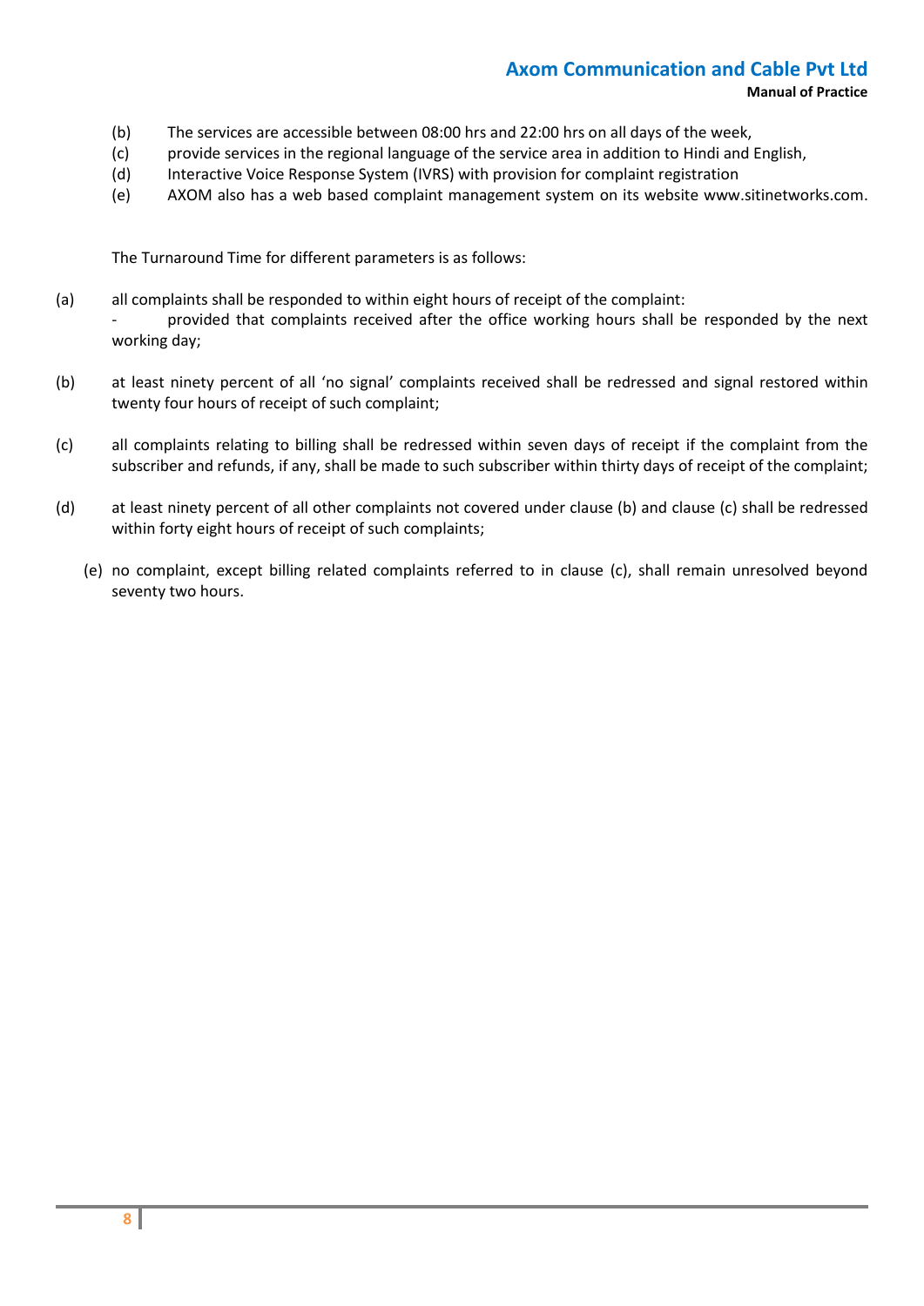(b) The services are accessible between 08:00 hrs and 22:00 hrs on all days of the week,
(c) provide services in the regional language of the service area in addition to Hindi and English,
(d) Interactive Voice Response System (IVRS) with provision for complaint registration
(e) AXOM also has a web based complaint management system on its website www.sitinetworks.com.

The Turnaround Time for different parameters is as follows:

(a) all complaints shall be responded to within eight hours of receipt of the complaint:
- provided that complaints received after the office working hours shall be responded by the next working day;

(b) at least ninety percent of all 'no signal' complaints received shall be redressed and signal restored within twenty four hours of receipt of such complaint;

(c) all complaints relating to billing shall be redressed within seven days of receipt if the complaint from the subscriber and refunds, if any, shall be made to such subscriber within thirty days of receipt of the complaint;

(d) at least ninety percent of all other complaints not covered under clause (b) and clause (c) shall be redressed within forty eight hours of receipt of such complaints;

(e) no complaint, except billing related complaints referred to in clause (c), shall remain unresolved beyond seventy two hours.